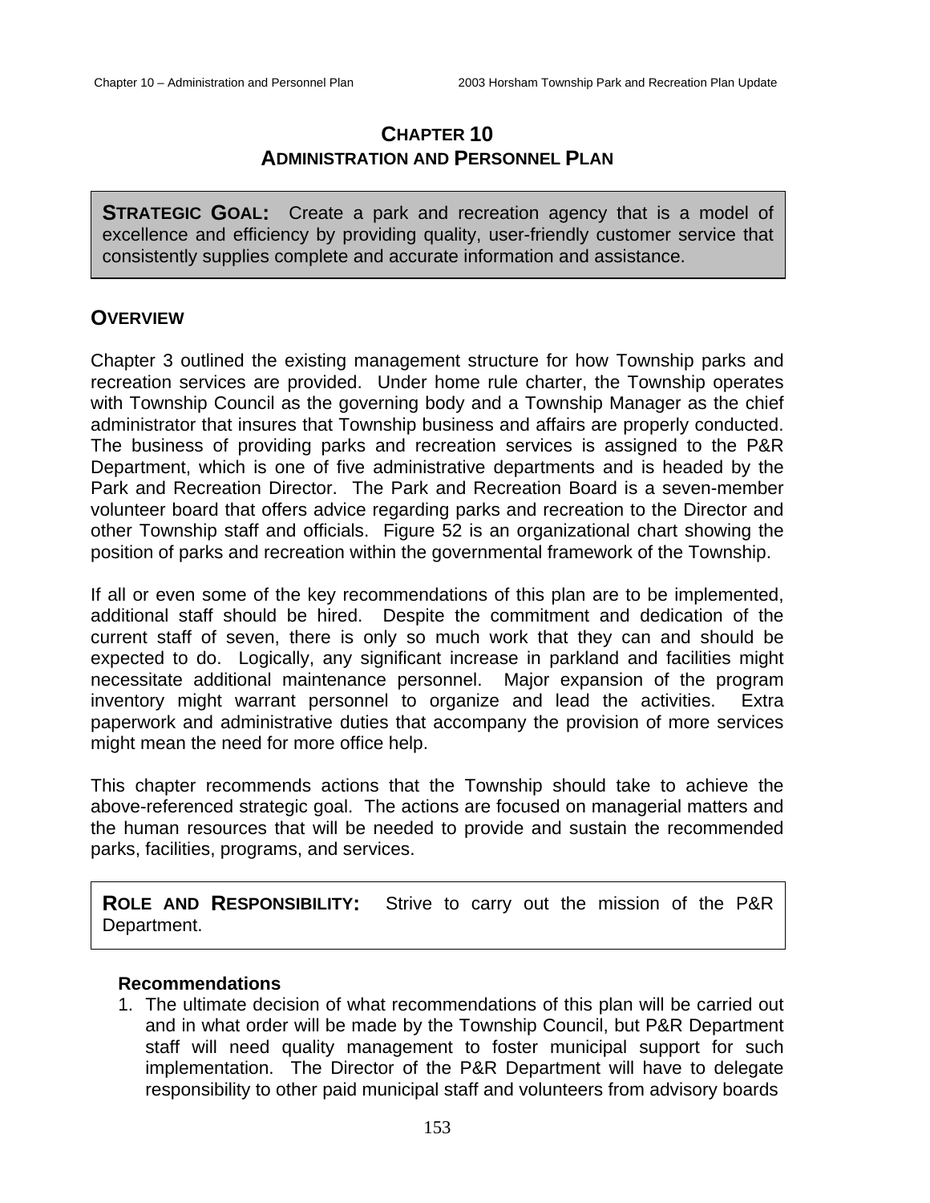# CHAPTER 10
## ADMINISTRATION AND PERSONNEL PLAN

**STRATEGIC GOAL:** Create a park and recreation agency that is a model of excellence and efficiency by providing quality, user-friendly customer service that consistently supplies complete and accurate information and assistance.

## OVERVIEW

Chapter 3 outlined the existing management structure for how Township parks and recreation services are provided. Under home rule charter, the Township operates with Township Council as the governing body and a Township Manager as the chief administrator that insures that Township business and affairs are properly conducted. The business of providing parks and recreation services is assigned to the P&R Department, which is one of five administrative departments and is headed by the Park and Recreation Director. The Park and Recreation Board is a seven-member volunteer board that offers advice regarding parks and recreation to the Director and other Township staff and officials. Figure 52 is an organizational chart showing the position of parks and recreation within the governmental framework of the Township.

If all or even some of the key recommendations of this plan are to be implemented, additional staff should be hired. Despite the commitment and dedication of the current staff of seven, there is only so much work that they can and should be expected to do. Logically, any significant increase in parkland and facilities might necessitate additional maintenance personnel. Major expansion of the program inventory might warrant personnel to organize and lead the activities. Extra paperwork and administrative duties that accompany the provision of more services might mean the need for more office help.

This chapter recommends actions that the Township should take to achieve the above-referenced strategic goal. The actions are focused on managerial matters and the human resources that will be needed to provide and sustain the recommended parks, facilities, programs, and services.

**ROLE AND RESPONSIBILITY:** Strive to carry out the mission of the P&R Department.

### Recommendations

1. The ultimate decision of what recommendations of this plan will be carried out and in what order will be made by the Township Council, but P&R Department staff will need quality management to foster municipal support for such implementation. The Director of the P&R Department will have to delegate responsibility to other paid municipal staff and volunteers from advisory boards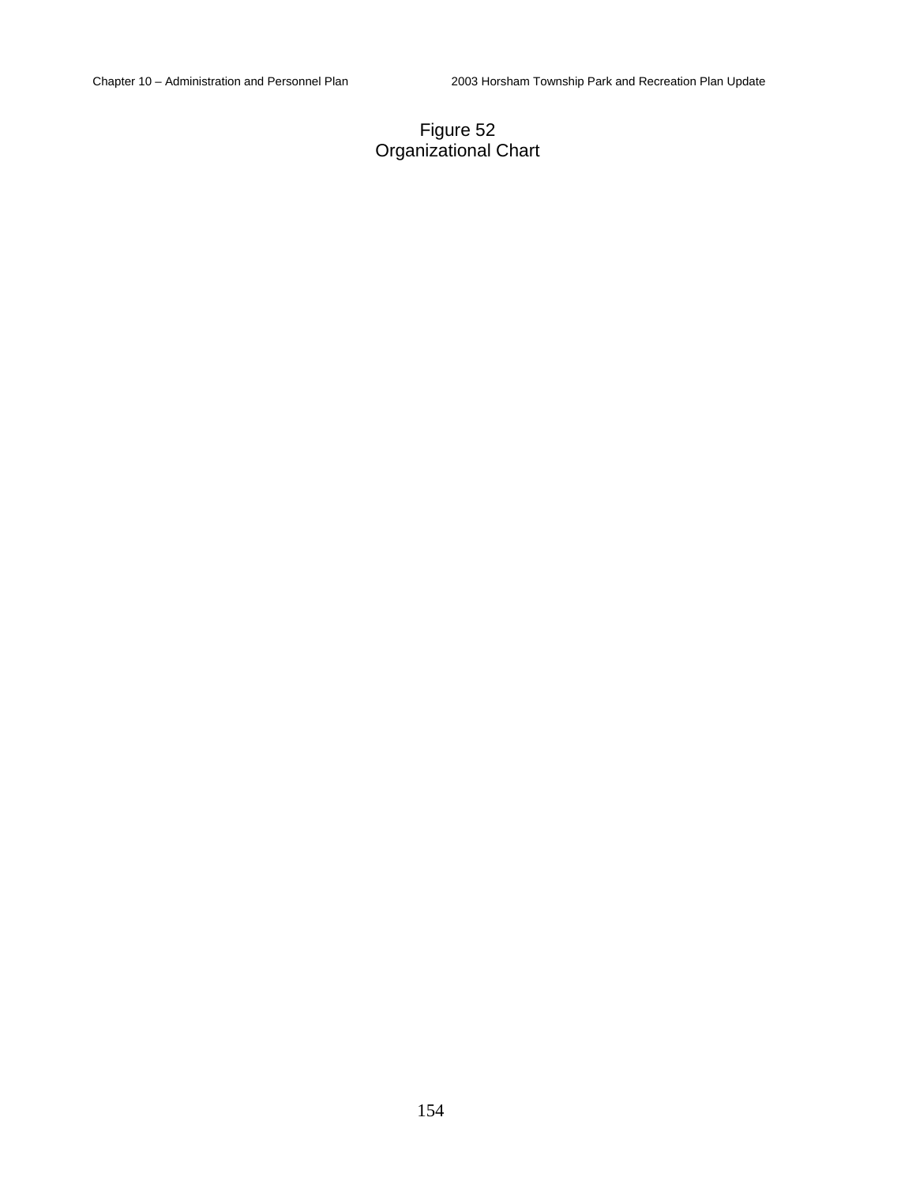Figure 52
Organizational Chart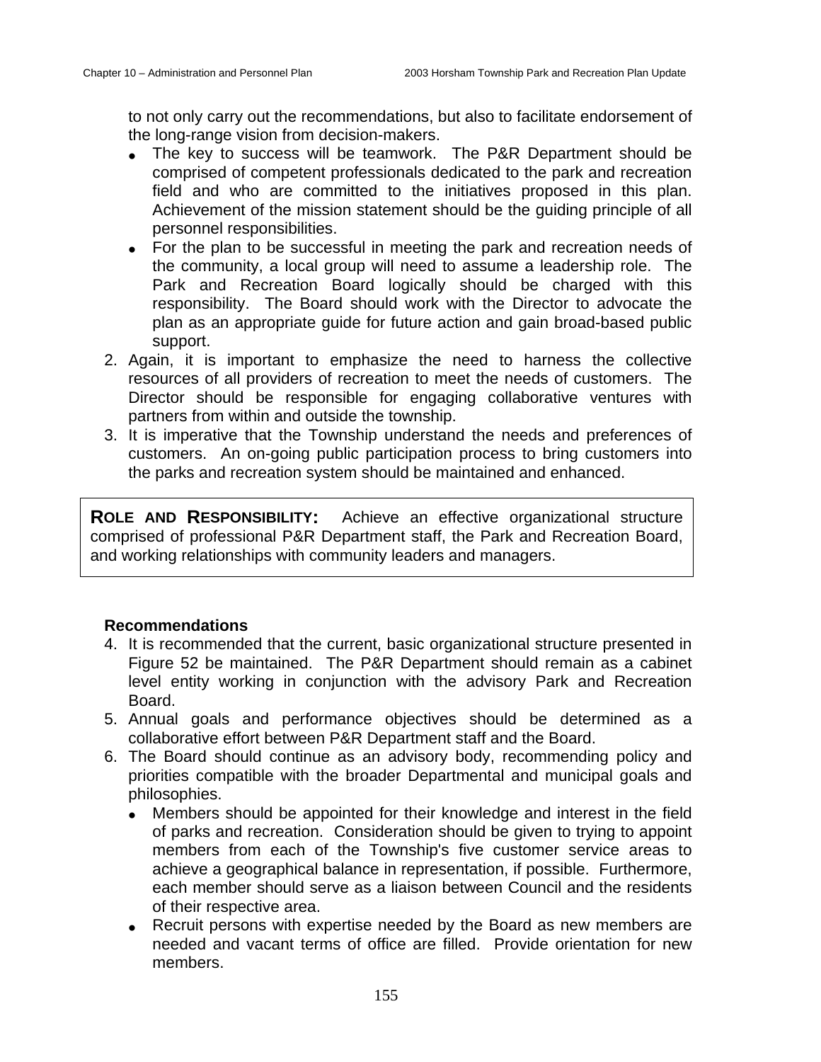to not only carry out the recommendations, but also to facilitate endorsement of the long-range vision from decision-makers.

- The key to success will be teamwork. The P&R Department should be comprised of competent professionals dedicated to the park and recreation field and who are committed to the initiatives proposed in this plan. Achievement of the mission statement should be the guiding principle of all personnel responsibilities.
- For the plan to be successful in meeting the park and recreation needs of the community, a local group will need to assume a leadership role. The Park and Recreation Board logically should be charged with this responsibility. The Board should work with the Director to advocate the plan as an appropriate guide for future action and gain broad-based public support.

2. Again, it is important to emphasize the need to harness the collective resources of all providers of recreation to meet the needs of customers. The Director should be responsible for engaging collaborative ventures with partners from within and outside the township.
3. It is imperative that the Township understand the needs and preferences of customers. An on-going public participation process to bring customers into the parks and recreation system should be maintained and enhanced.

**ROLE AND RESPONSIBILITY:** Achieve an effective organizational structure comprised of professional P&R Department staff, the Park and Recreation Board, and working relationships with community leaders and managers.

**Recommendations**

4. It is recommended that the current, basic organizational structure presented in Figure 52 be maintained. The P&R Department should remain as a cabinet level entity working in conjunction with the advisory Park and Recreation Board.
5. Annual goals and performance objectives should be determined as a collaborative effort between P&R Department staff and the Board.
6. The Board should continue as an advisory body, recommending policy and priorities compatible with the broader Departmental and municipal goals and philosophies.
   - Members should be appointed for their knowledge and interest in the field of parks and recreation. Consideration should be given to trying to appoint members from each of the Township's five customer service areas to achieve a geographical balance in representation, if possible. Furthermore, each member should serve as a liaison between Council and the residents of their respective area.
   - Recruit persons with expertise needed by the Board as new members are needed and vacant terms of office are filled. Provide orientation for new members.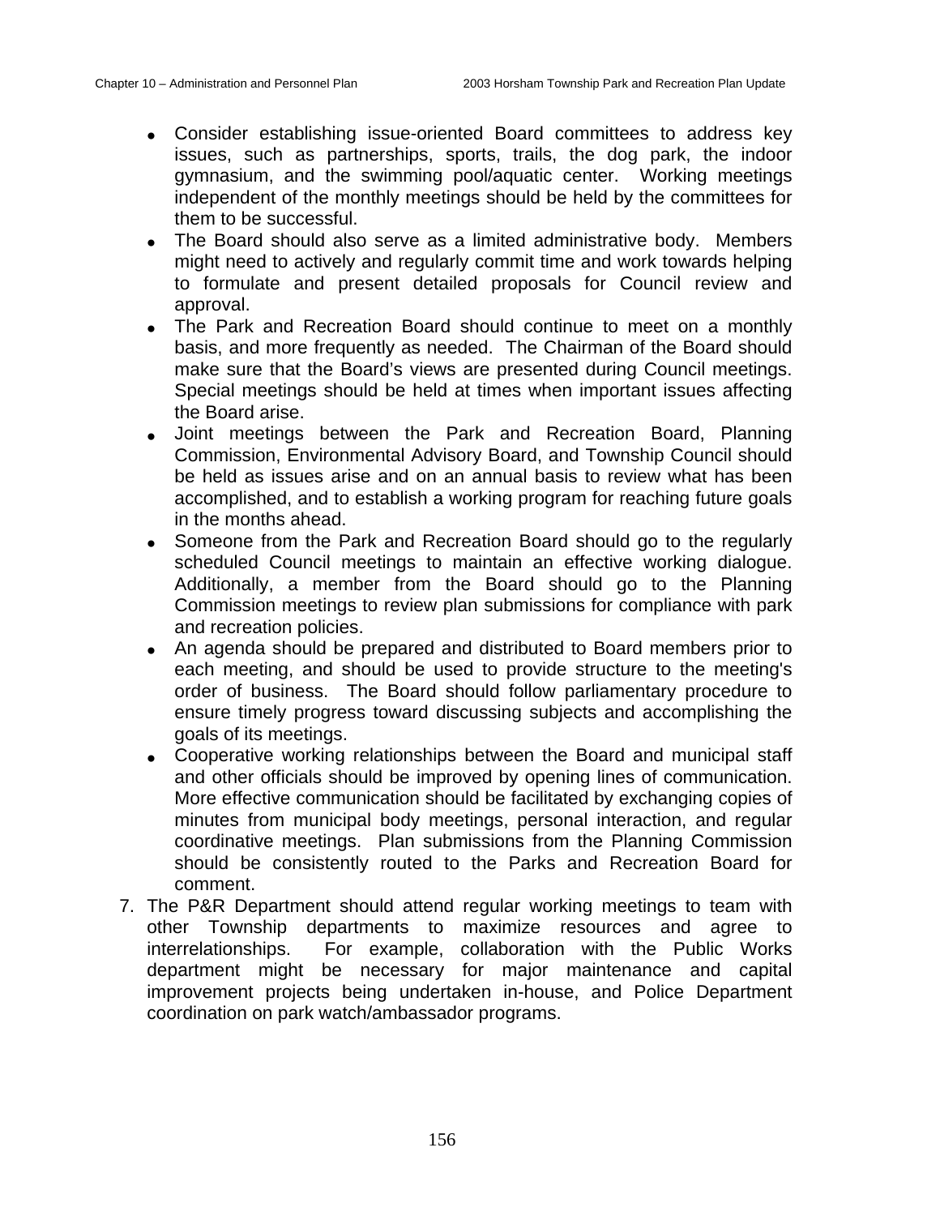- Consider establishing issue-oriented Board committees to address key issues, such as partnerships, sports, trails, the dog park, the indoor gymnasium, and the swimming pool/aquatic center. Working meetings independent of the monthly meetings should be held by the committees for them to be successful.
- The Board should also serve as a limited administrative body. Members might need to actively and regularly commit time and work towards helping to formulate and present detailed proposals for Council review and approval.
- The Park and Recreation Board should continue to meet on a monthly basis, and more frequently as needed. The Chairman of the Board should make sure that the Board's views are presented during Council meetings. Special meetings should be held at times when important issues affecting the Board arise.
- Joint meetings between the Park and Recreation Board, Planning Commission, Environmental Advisory Board, and Township Council should be held as issues arise and on an annual basis to review what has been accomplished, and to establish a working program for reaching future goals in the months ahead.
- Someone from the Park and Recreation Board should go to the regularly scheduled Council meetings to maintain an effective working dialogue. Additionally, a member from the Board should go to the Planning Commission meetings to review plan submissions for compliance with park and recreation policies.
- An agenda should be prepared and distributed to Board members prior to each meeting, and should be used to provide structure to the meeting's order of business. The Board should follow parliamentary procedure to ensure timely progress toward discussing subjects and accomplishing the goals of its meetings.
- Cooperative working relationships between the Board and municipal staff and other officials should be improved by opening lines of communication. More effective communication should be facilitated by exchanging copies of minutes from municipal body meetings, personal interaction, and regular coordinative meetings. Plan submissions from the Planning Commission should be consistently routed to the Parks and Recreation Board for comment.

7. The P&R Department should attend regular working meetings to team with other Township departments to maximize resources and agree to interrelationships. For example, collaboration with the Public Works department might be necessary for major maintenance and capital improvement projects being undertaken in-house, and Police Department coordination on park watch/ambassador programs.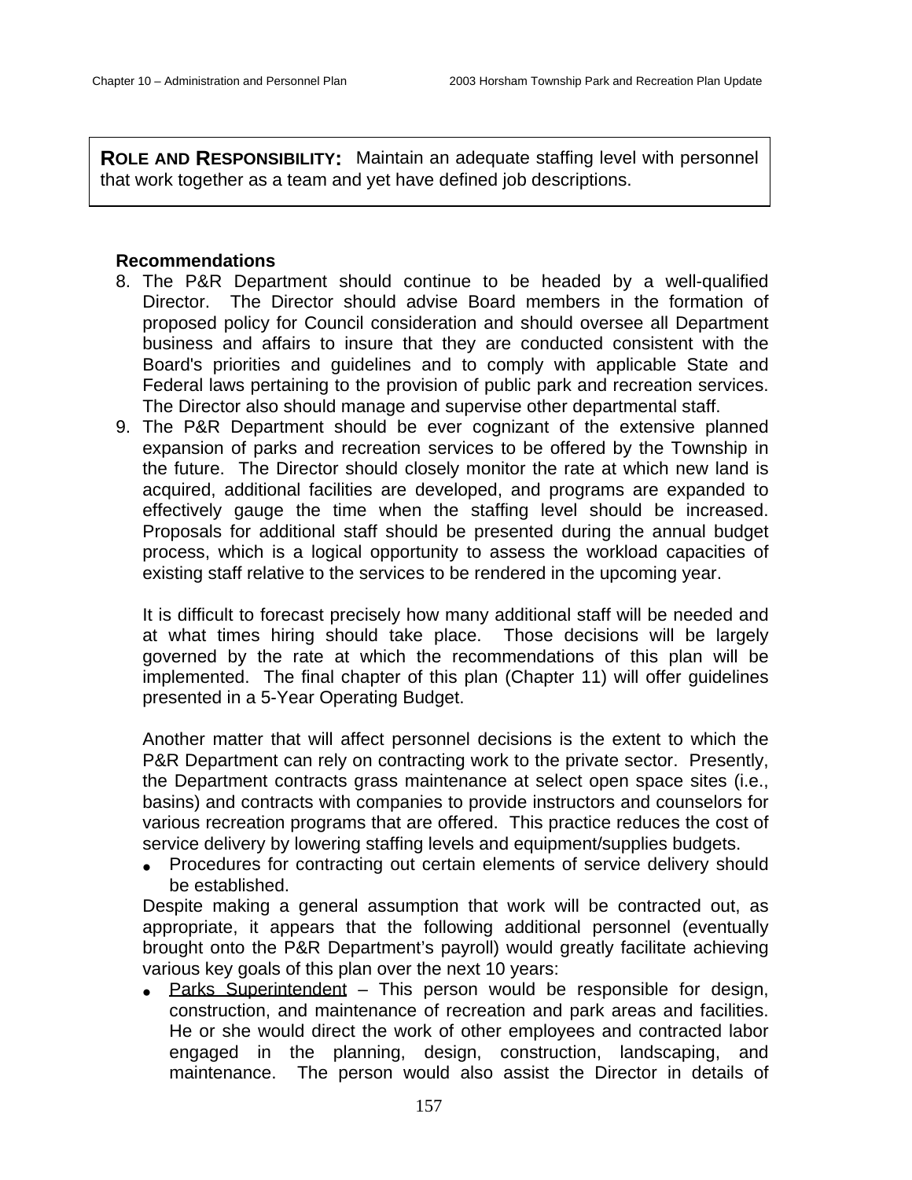**ROLE AND RESPONSIBILITY:** Maintain an adequate staffing level with personnel that work together as a team and yet have defined job descriptions.

**Recommendations**

8. The P&R Department should continue to be headed by a well-qualified Director. The Director should advise Board members in the formation of proposed policy for Council consideration and should oversee all Department business and affairs to insure that they are conducted consistent with the Board's priorities and guidelines and to comply with applicable State and Federal laws pertaining to the provision of public park and recreation services. The Director also should manage and supervise other departmental staff.
9. The P&R Department should be ever cognizant of the extensive planned expansion of parks and recreation services to be offered by the Township in the future. The Director should closely monitor the rate at which new land is acquired, additional facilities are developed, and programs are expanded to effectively gauge the time when the staffing level should be increased. Proposals for additional staff should be presented during the annual budget process, which is a logical opportunity to assess the workload capacities of existing staff relative to the services to be rendered in the upcoming year.

   It is difficult to forecast precisely how many additional staff will be needed and at what times hiring should take place. Those decisions will be largely governed by the rate at which the recommendations of this plan will be implemented. The final chapter of this plan (Chapter 11) will offer guidelines presented in a 5-Year Operating Budget.

   Another matter that will affect personnel decisions is the extent to which the P&R Department can rely on contracting work to the private sector. Presently, the Department contracts grass maintenance at select open space sites (i.e., basins) and contracts with companies to provide instructors and counselors for various recreation programs that are offered. This practice reduces the cost of service delivery by lowering staffing levels and equipment/supplies budgets.

   - Procedures for contracting out certain elements of service delivery should be established.

   Despite making a general assumption that work will be contracted out, as appropriate, it appears that the following additional personnel (eventually brought onto the P&R Department's payroll) would greatly facilitate achieving various key goals of this plan over the next 10 years:

   - Parks Superintendent – This person would be responsible for design, construction, and maintenance of recreation and park areas and facilities. He or she would direct the work of other employees and contracted labor engaged in the planning, design, construction, landscaping, and maintenance. The person would also assist the Director in details of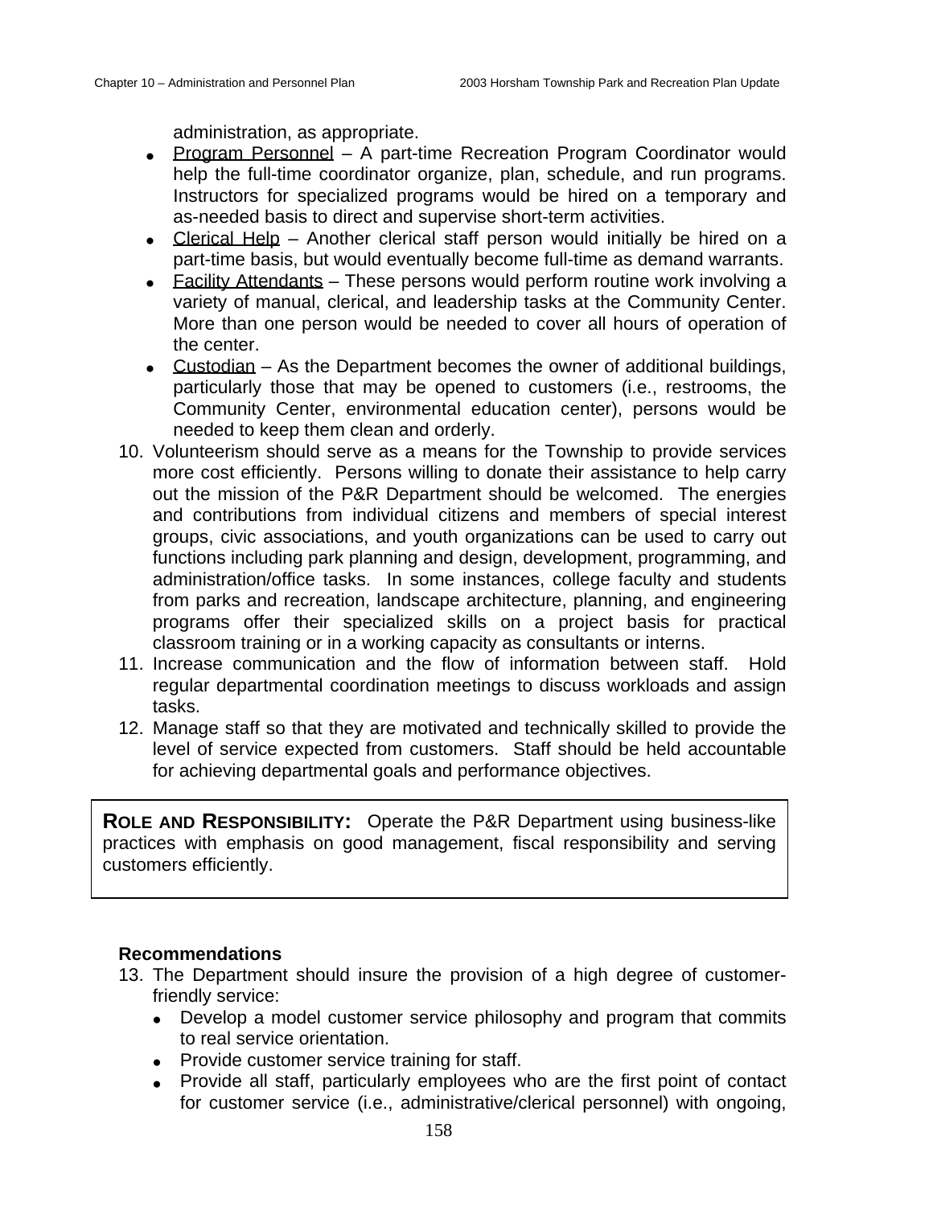administration, as appropriate.

- Program Personnel – A part-time Recreation Program Coordinator would help the full-time coordinator organize, plan, schedule, and run programs. Instructors for specialized programs would be hired on a temporary and as-needed basis to direct and supervise short-term activities.
- Clerical Help – Another clerical staff person would initially be hired on a part-time basis, but would eventually become full-time as demand warrants.
- Facility Attendants – These persons would perform routine work involving a variety of manual, clerical, and leadership tasks at the Community Center. More than one person would be needed to cover all hours of operation of the center.
- Custodian – As the Department becomes the owner of additional buildings, particularly those that may be opened to customers (i.e., restrooms, the Community Center, environmental education center), persons would be needed to keep them clean and orderly.

10. Volunteerism should serve as a means for the Township to provide services more cost efficiently. Persons willing to donate their assistance to help carry out the mission of the P&R Department should be welcomed. The energies and contributions from individual citizens and members of special interest groups, civic associations, and youth organizations can be used to carry out functions including park planning and design, development, programming, and administration/office tasks. In some instances, college faculty and students from parks and recreation, landscape architecture, planning, and engineering programs offer their specialized skills on a project basis for practical classroom training or in a working capacity as consultants or interns.
11. Increase communication and the flow of information between staff. Hold regular departmental coordination meetings to discuss workloads and assign tasks.
12. Manage staff so that they are motivated and technically skilled to provide the level of service expected from customers. Staff should be held accountable for achieving departmental goals and performance objectives.

**ROLE AND RESPONSIBILITY:** Operate the P&R Department using business-like practices with emphasis on good management, fiscal responsibility and serving customers efficiently.

**Recommendations**

13. The Department should insure the provision of a high degree of customer-friendly service:
    - Develop a model customer service philosophy and program that commits to real service orientation.
    - Provide customer service training for staff.
    - Provide all staff, particularly employees who are the first point of contact for customer service (i.e., administrative/clerical personnel) with ongoing,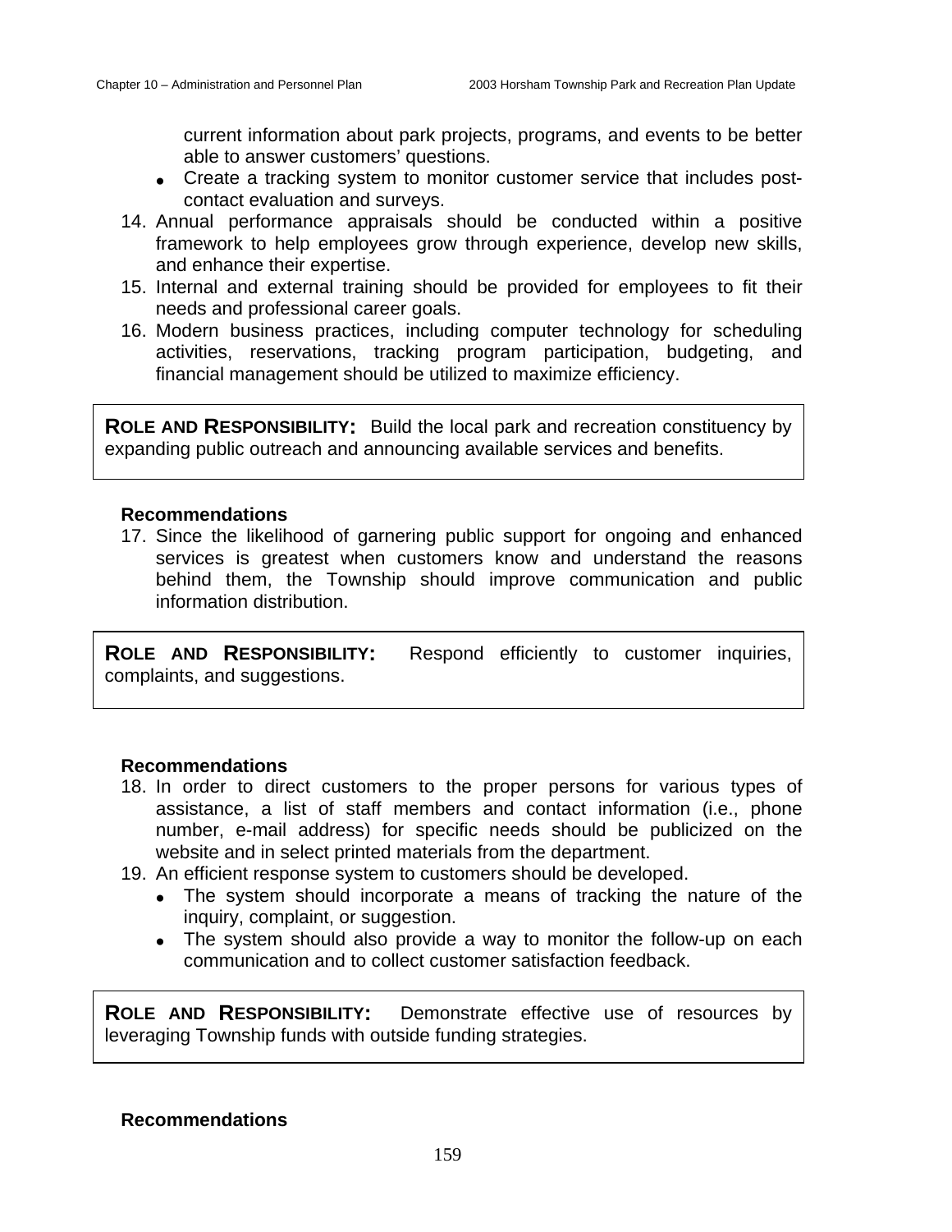current information about park projects, programs, and events to be better able to answer customers' questions.
- Create a tracking system to monitor customer service that includes post-contact evaluation and surveys.

14. Annual performance appraisals should be conducted within a positive framework to help employees grow through experience, develop new skills, and enhance their expertise.
15. Internal and external training should be provided for employees to fit their needs and professional career goals.
16. Modern business practices, including computer technology for scheduling activities, reservations, tracking program participation, budgeting, and financial management should be utilized to maximize efficiency.

**ROLE AND RESPONSIBILITY:** Build the local park and recreation constituency by expanding public outreach and announcing available services and benefits.

**Recommendations**

17. Since the likelihood of garnering public support for ongoing and enhanced services is greatest when customers know and understand the reasons behind them, the Township should improve communication and public information distribution.

**ROLE AND RESPONSIBILITY:** Respond efficiently to customer inquiries, complaints, and suggestions.

**Recommendations**

18. In order to direct customers to the proper persons for various types of assistance, a list of staff members and contact information (i.e., phone number, e-mail address) for specific needs should be publicized on the website and in select printed materials from the department.
19. An efficient response system to customers should be developed.
    - The system should incorporate a means of tracking the nature of the inquiry, complaint, or suggestion.
    - The system should also provide a way to monitor the follow-up on each communication and to collect customer satisfaction feedback.

**ROLE AND RESPONSIBILITY:** Demonstrate effective use of resources by leveraging Township funds with outside funding strategies.

**Recommendations**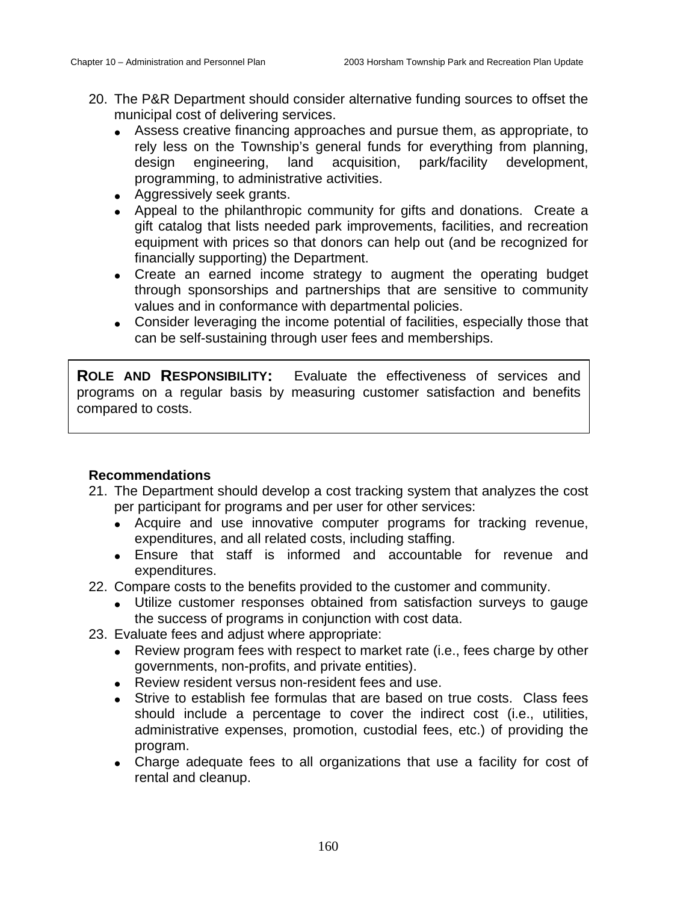20. The P&R Department should consider alternative funding sources to offset the municipal cost of delivering services.
    - Assess creative financing approaches and pursue them, as appropriate, to rely less on the Township's general funds for everything from planning, design engineering, land acquisition, park/facility development, programming, to administrative activities.
    - Aggressively seek grants.
    - Appeal to the philanthropic community for gifts and donations. Create a gift catalog that lists needed park improvements, facilities, and recreation equipment with prices so that donors can help out (and be recognized for financially supporting) the Department.
    - Create an earned income strategy to augment the operating budget through sponsorships and partnerships that are sensitive to community values and in conformance with departmental policies.
    - Consider leveraging the income potential of facilities, especially those that can be self-sustaining through user fees and memberships.

**ROLE AND RESPONSIBILITY:** Evaluate the effectiveness of services and programs on a regular basis by measuring customer satisfaction and benefits compared to costs.

**Recommendations**

21. The Department should develop a cost tracking system that analyzes the cost per participant for programs and per user for other services:
    - Acquire and use innovative computer programs for tracking revenue, expenditures, and all related costs, including staffing.
    - Ensure that staff is informed and accountable for revenue and expenditures.
22. Compare costs to the benefits provided to the customer and community.
    - Utilize customer responses obtained from satisfaction surveys to gauge the success of programs in conjunction with cost data.
23. Evaluate fees and adjust where appropriate:
    - Review program fees with respect to market rate (i.e., fees charge by other governments, non-profits, and private entities).
    - Review resident versus non-resident fees and use.
    - Strive to establish fee formulas that are based on true costs. Class fees should include a percentage to cover the indirect cost (i.e., utilities, administrative expenses, promotion, custodial fees, etc.) of providing the program.
    - Charge adequate fees to all organizations that use a facility for cost of rental and cleanup.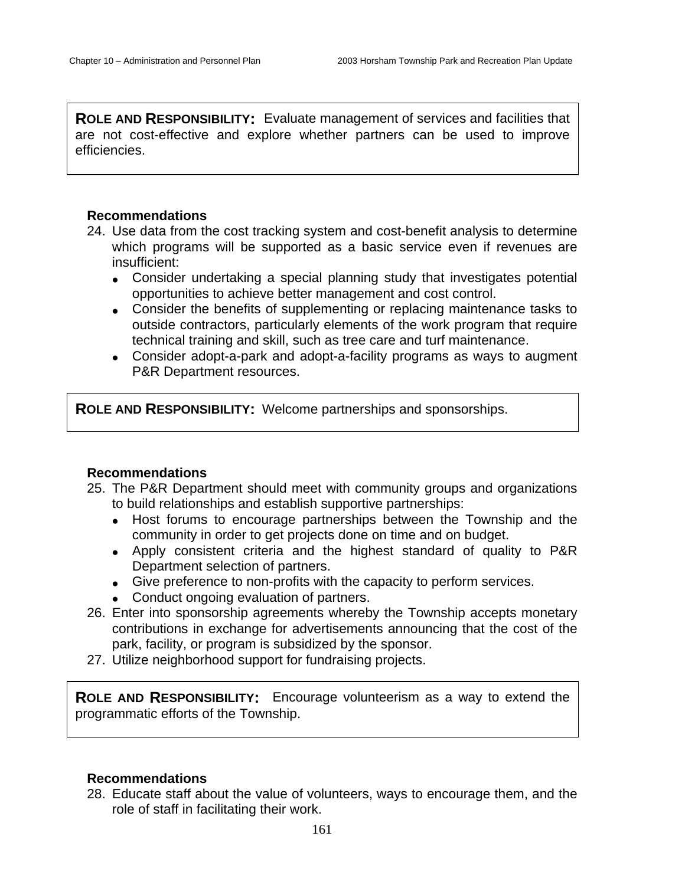**ROLE AND RESPONSIBILITY:** Evaluate management of services and facilities that are not cost-effective and explore whether partners can be used to improve efficiencies.

**Recommendations**

24. Use data from the cost tracking system and cost-benefit analysis to determine which programs will be supported as a basic service even if revenues are insufficient:
    - Consider undertaking a special planning study that investigates potential opportunities to achieve better management and cost control.
    - Consider the benefits of supplementing or replacing maintenance tasks to outside contractors, particularly elements of the work program that require technical training and skill, such as tree care and turf maintenance.
    - Consider adopt-a-park and adopt-a-facility programs as ways to augment P&R Department resources.

**ROLE AND RESPONSIBILITY:** Welcome partnerships and sponsorships.

**Recommendations**

25. The P&R Department should meet with community groups and organizations to build relationships and establish supportive partnerships:
    - Host forums to encourage partnerships between the Township and the community in order to get projects done on time and on budget.
    - Apply consistent criteria and the highest standard of quality to P&R Department selection of partners.
    - Give preference to non-profits with the capacity to perform services.
    - Conduct ongoing evaluation of partners.
26. Enter into sponsorship agreements whereby the Township accepts monetary contributions in exchange for advertisements announcing that the cost of the park, facility, or program is subsidized by the sponsor.
27. Utilize neighborhood support for fundraising projects.

**ROLE AND RESPONSIBILITY:** Encourage volunteerism as a way to extend the programmatic efforts of the Township.

**Recommendations**

28. Educate staff about the value of volunteers, ways to encourage them, and the role of staff in facilitating their work.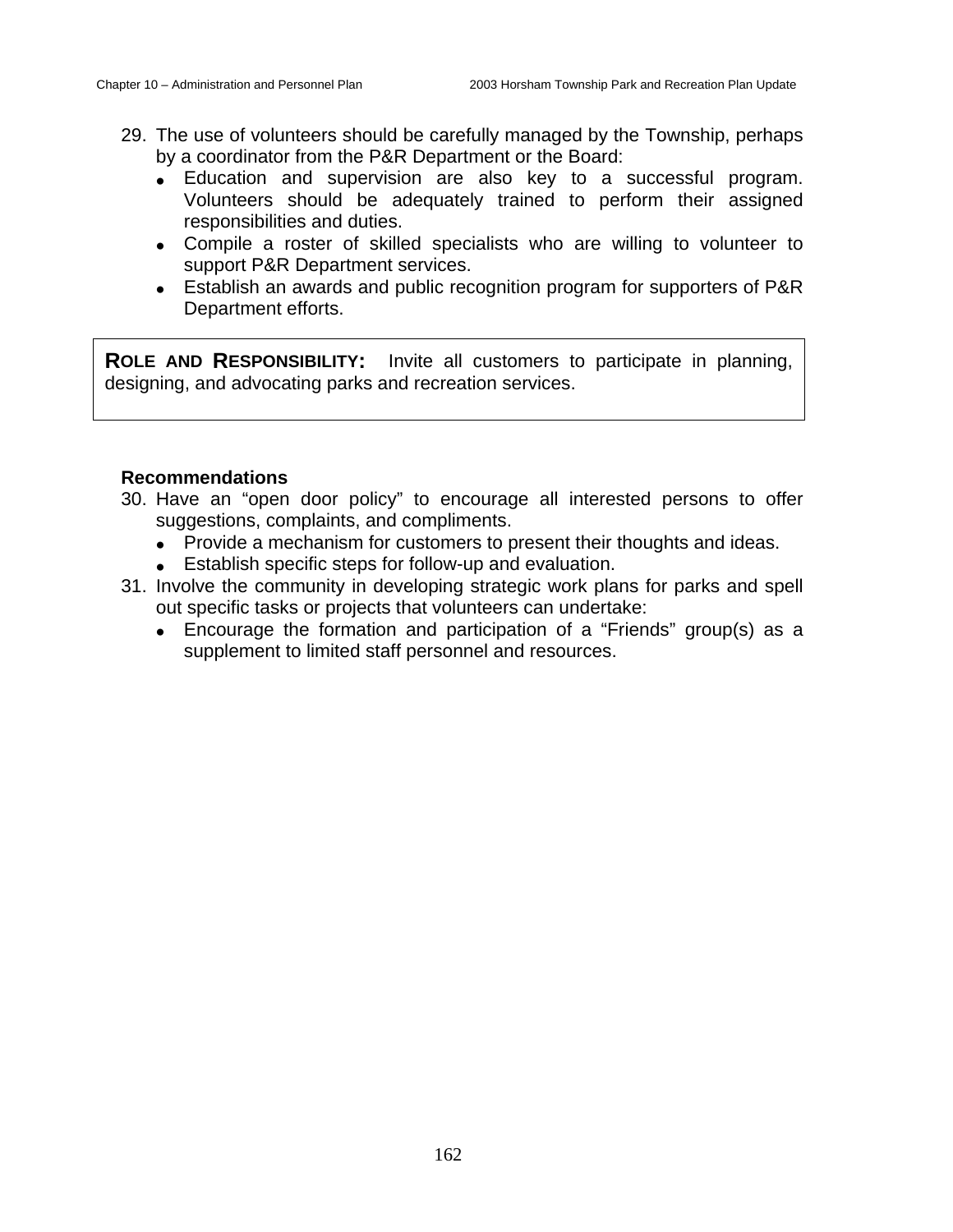29. The use of volunteers should be carefully managed by the Township, perhaps by a coordinator from the P&R Department or the Board:
    - Education and supervision are also key to a successful program. Volunteers should be adequately trained to perform their assigned responsibilities and duties.
    - Compile a roster of skilled specialists who are willing to volunteer to support P&R Department services.
    - Establish an awards and public recognition program for supporters of P&R Department efforts.

**ROLE AND RESPONSIBILITY:** Invite all customers to participate in planning, designing, and advocating parks and recreation services.

**Recommendations**

30. Have an "open door policy" to encourage all interested persons to offer suggestions, complaints, and compliments.
    - Provide a mechanism for customers to present their thoughts and ideas.
    - Establish specific steps for follow-up and evaluation.
31. Involve the community in developing strategic work plans for parks and spell out specific tasks or projects that volunteers can undertake:
    - Encourage the formation and participation of a "Friends" group(s) as a supplement to limited staff personnel and resources.